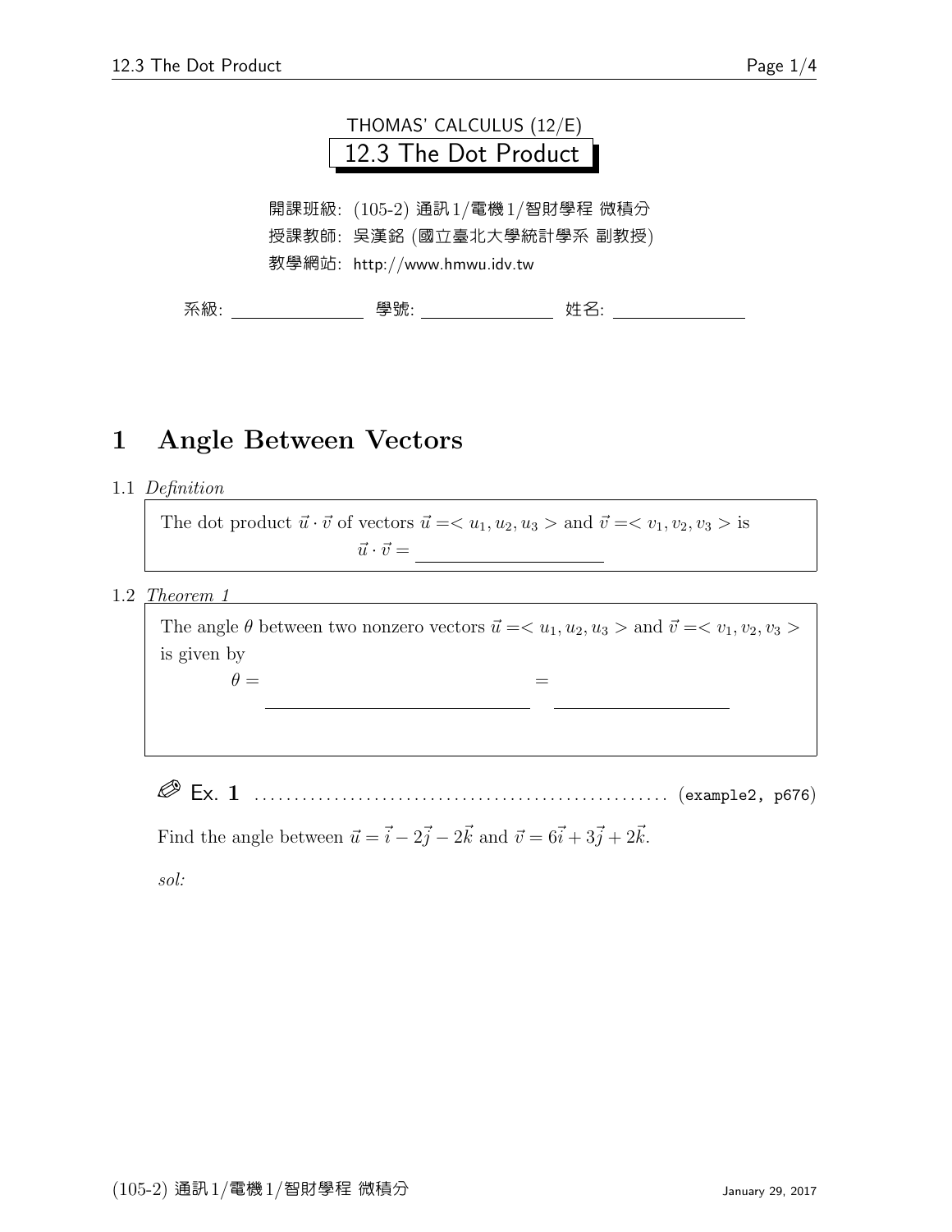THOMAS' CALCULUS (12/E)

# 12.3 The Dot Product

開課班級: (105-2) 通訊1/電機1/智財學程 微積分

授課教師: 吳漢銘 (國立臺北大學統計學系 副教授)

教學網站: http://www.hmwu.idv.tw

系級: ______________ 學號: ______________ 姓名: ______________

## 1 Angle Between Vectors

1.1 *Definition*

> The dot product $\vec{u} \cdot \vec{v}$ of vectors $\vec{u} = < u_1, u_2, u_3 >$ and $\vec{v} = < v_1, v_2, v_3 >$ is
>
> $$\vec{u} \cdot \vec{v} = \underline{\hspace{4cm}}$$

1.2 *Theorem 1*

> The angle $\theta$ between two nonzero vectors $\vec{u} = < u_1, u_2, u_3 >$ and $\vec{v} = < v_1, v_2, v_3 >$ is given by
>
> $$\theta = \underline{\hspace{5cm}} = \underline{\hspace{4cm}}$$

**Ex. 1** ................................................. (example2, p676)

Find the angle between $\vec{u} = \vec{i} - 2\vec{j} - 2\vec{k}$ and $\vec{v} = 6\vec{i} + 3\vec{j} + 2\vec{k}$.

*sol:*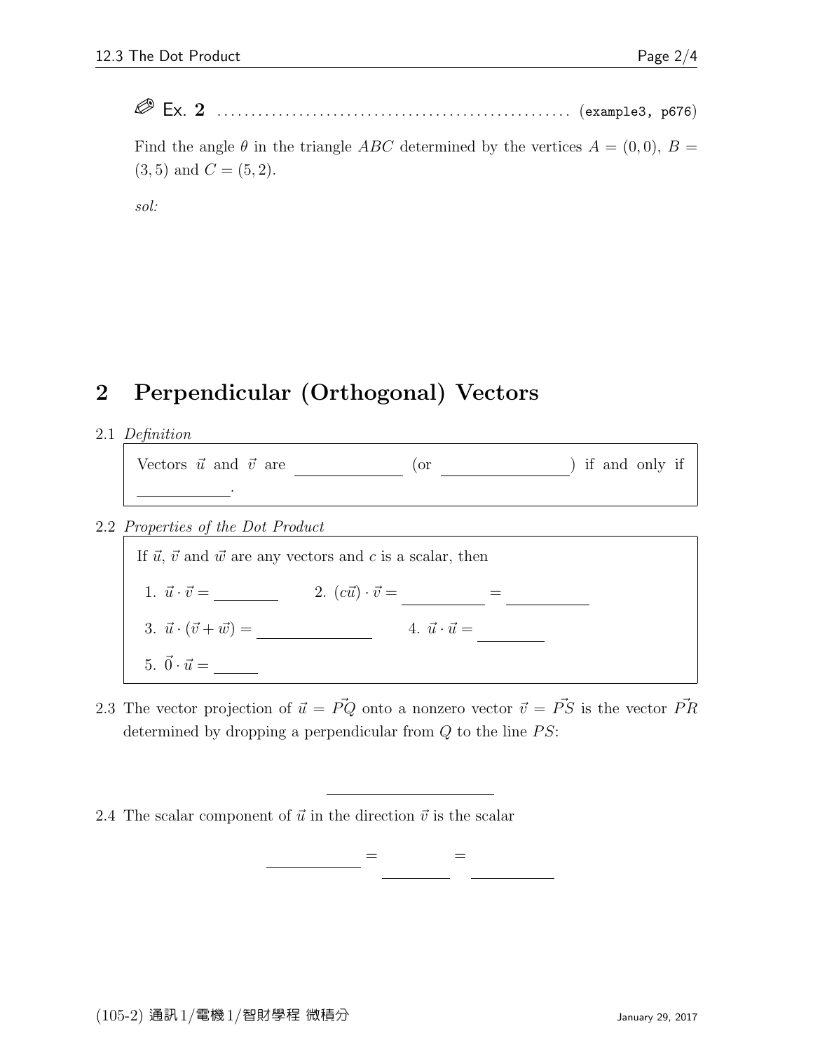**Ex. 2** .................................................. (example3, p676)

Find the angle $\theta$ in the triangle $ABC$ determined by the vertices $A = (0, 0)$, $B = (3, 5)$ and $C = (5, 2)$.

*sol:*

## 2 Perpendicular (Orthogonal) Vectors

2.1 *Definition*

> Vectors $\vec{u}$ and $\vec{v}$ are \_\_\_\_\_\_\_\_\_\_ (or \_\_\_\_\_\_\_\_\_\_) if and only if \_\_\_\_\_\_\_\_.

2.2 *Properties of the Dot Product*

> If $\vec{u}$, $\vec{v}$ and $\vec{w}$ are any vectors and $c$ is a scalar, then
>
> 1. $\vec{u} \cdot \vec{v} =$ \_\_\_\_\_\_\_\_  2. $(c\vec{u}) \cdot \vec{v} =$ \_\_\_\_\_\_\_\_ $=$ \_\_\_\_\_\_\_\_
> 3. $\vec{u} \cdot (\vec{v} + \vec{w}) =$ \_\_\_\_\_\_\_\_\_\_  4. $\vec{u} \cdot \vec{u} =$ \_\_\_\_\_\_\_\_
> 5. $\vec{0} \cdot \vec{u} =$ \_\_\_\_\_

2.3 The vector projection of $\vec{u} = \vec{PQ}$ onto a nonzero vector $\vec{v} = \vec{PS}$ is the vector $\vec{PR}$ determined by dropping a perpendicular from $Q$ to the line $PS$:

\_\_\_\_\_\_\_\_\_\_\_\_\_\_\_\_

2.4 The scalar component of $\vec{u}$ in the direction $\vec{v}$ is the scalar

\_\_\_\_\_\_\_\_ $=$ \_\_\_\_\_\_\_\_ $=$ \_\_\_\_\_\_\_\_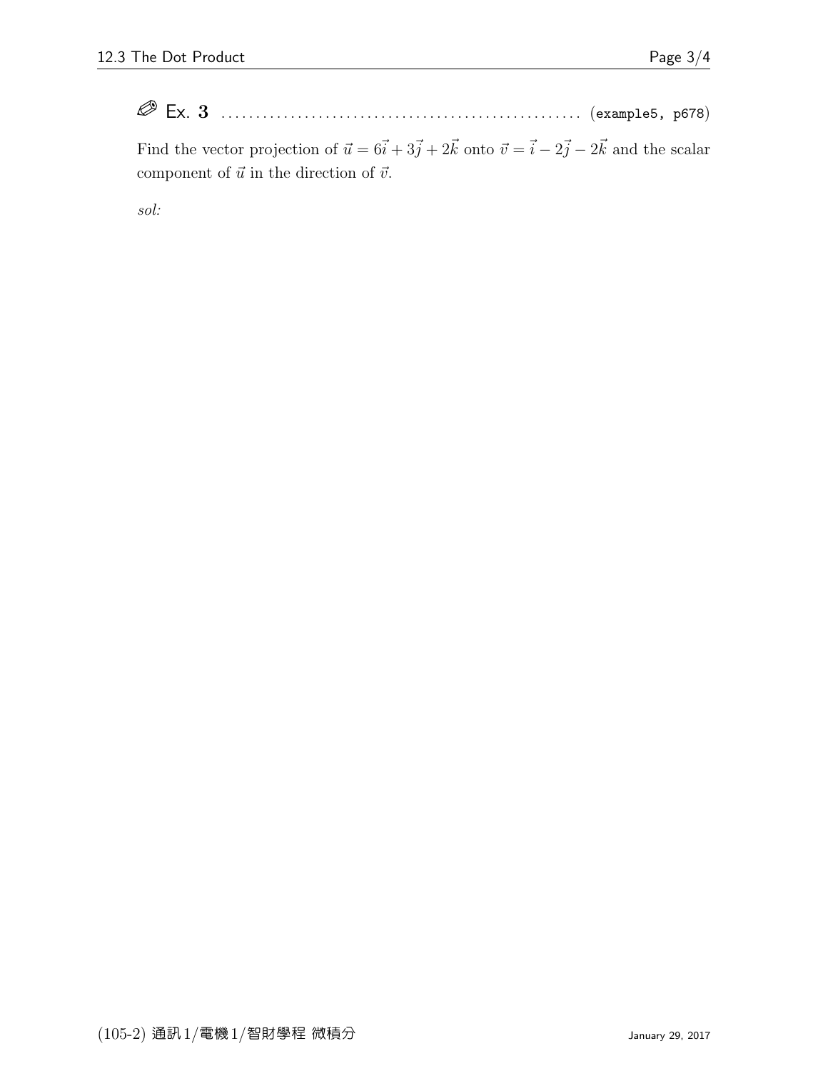## ✎ Ex. 3 .................................................. (example5, p678)

Find the vector projection of $\vec{u} = 6\vec{i} + 3\vec{j} + 2\vec{k}$ onto $\vec{v} = \vec{i} - 2\vec{j} - 2\vec{k}$ and the scalar component of $\vec{u}$ in the direction of $\vec{v}$.

*sol:*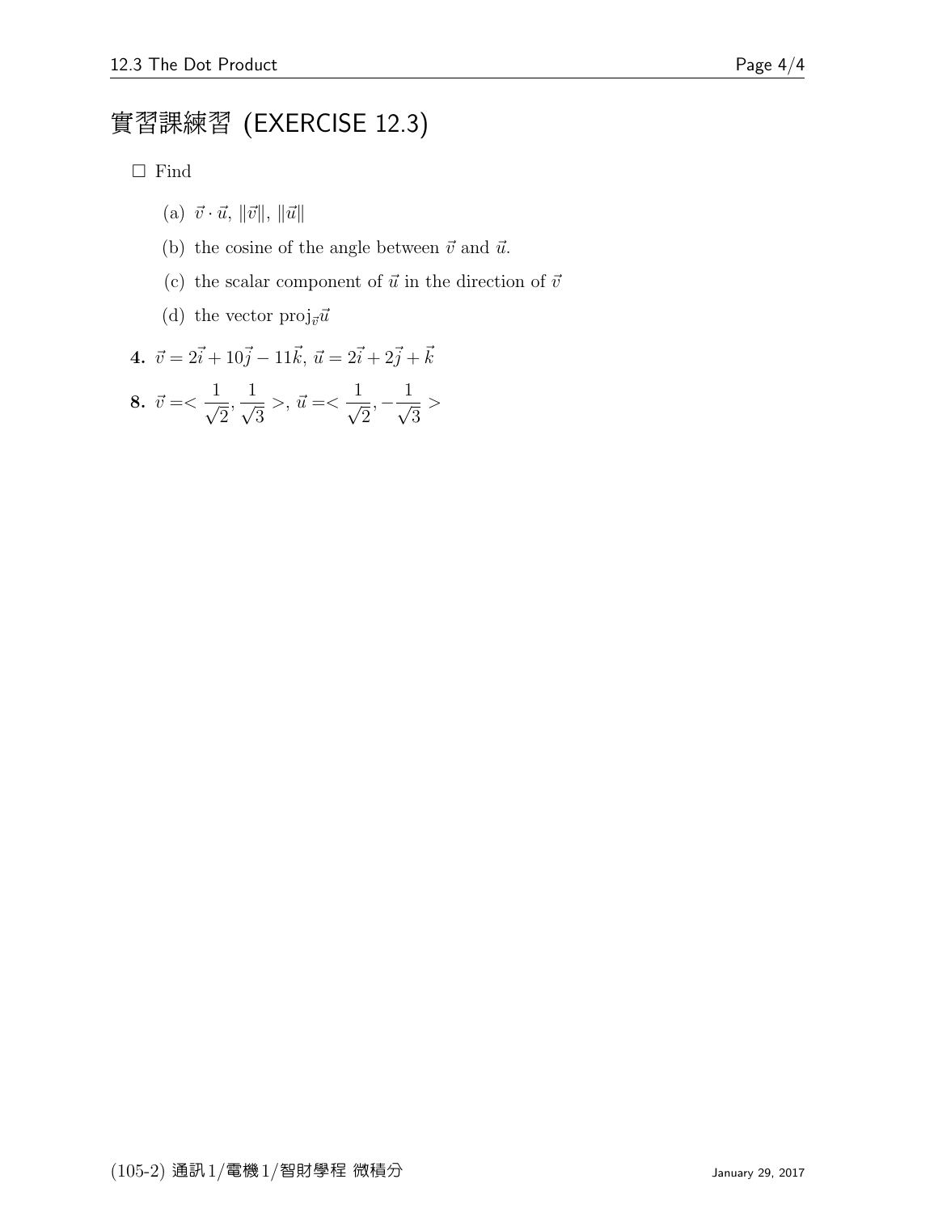## 實習課練習 (EXERCISE 12.3)

☐ Find

(a) $\vec{v} \cdot \vec{u}$, $\|\vec{v}\|$, $\|\vec{u}\|$

(b) the cosine of the angle between $\vec{v}$ and $\vec{u}$.

(c) the scalar component of $\vec{u}$ in the direction of $\vec{v}$

(d) the vector $\text{proj}_{\vec{v}}\vec{u}$

**4.** $\vec{v} = 2\vec{i} + 10\vec{j} - 11\vec{k}$, $\vec{u} = 2\vec{i} + 2\vec{j} + \vec{k}$

**8.** $\vec{v} =< \dfrac{1}{\sqrt{2}}, \dfrac{1}{\sqrt{3}} >$, $\vec{u} =< \dfrac{1}{\sqrt{2}}, -\dfrac{1}{\sqrt{3}} >$